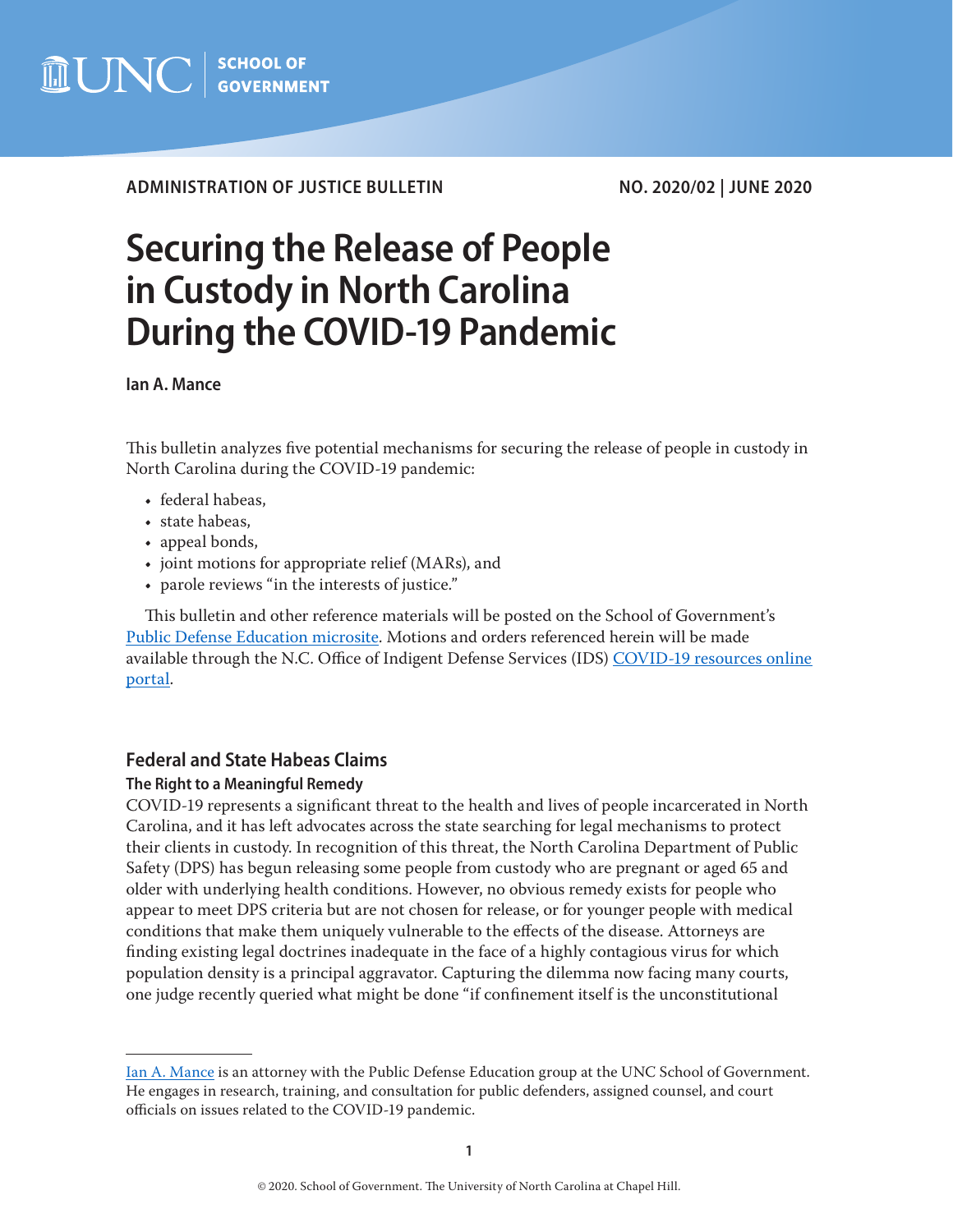ADMINISTRATION OF JUSTICE BULLETIN NO. 2020/02 | JUNE 2020

# Securing the Release of People in Custody in North Carolina During the COVID-19 Pandemic

**Ian A. Mance**

This bulletin analyzes five potential mechanisms for securing the release of people in custody in North Carolina during the COVID-19 pandemic:

- federal habeas,
- state habeas,
- appeal bonds,
- joint motions for appropriate relief (MARs), and
- parole reviews "in the interests of justice."

This bulletin and other reference materials will be posted on the School of Government's Public Defense Education microsite. Motions and orders referenced herein will be made available through the N.C. Office of Indigent Defense Services (IDS) COVID-19 resources online portal.

## Federal and State Habeas Claims

### The Right to a Meaningful Remedy

COVID-19 represents a significant threat to the health and lives of people incarcerated in North Carolina, and it has left advocates across the state searching for legal mechanisms to protect their clients in custody. In recognition of this threat, the North Carolina Department of Public Safety (DPS) has begun releasing some people from custody who are pregnant or aged 65 and older with underlying health conditions. However, no obvious remedy exists for people who appear to meet DPS criteria but are not chosen for release, or for younger people with medical conditions that make them uniquely vulnerable to the effects of the disease. Attorneys are finding existing legal doctrines inadequate in the face of a highly contagious virus for which population density is a principal aggravator. Capturing the dilemma now facing many courts, one judge recently queried what might be done "if confinement itself is the unconstitutional

---

Ian A. Mance is an attorney with the Public Defense Education group at the UNC School of Government. He engages in research, training, and consultation for public defenders, assigned counsel, and court officials on issues related to the COVID-19 pandemic.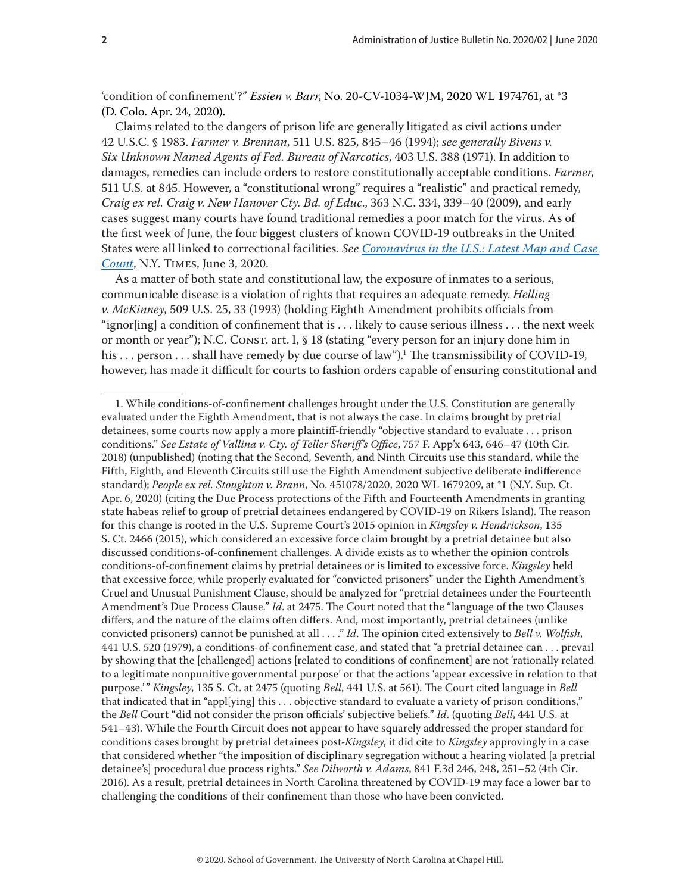'condition of confinement'?" *Essien v. Barr*, No. 20-CV-1034-WJM, 2020 WL 1974761, at *3 (D. Colo. Apr. 24, 2020).

Claims related to the dangers of prison life are generally litigated as civil actions under 42 U.S.C. § 1983. *Farmer v. Brennan*, 511 U.S. 825, 845–46 (1994); *see generally Bivens v. Six Unknown Named Agents of Fed. Bureau of Narcotics*, 403 U.S. 388 (1971). In addition to damages, remedies can include orders to restore constitutionally acceptable conditions. *Farmer*, 511 U.S. at 845. However, a "constitutional wrong" requires a "realistic" and practical remedy, *Craig ex rel. Craig v. New Hanover Cty. Bd. of Educ*., 363 N.C. 334, 339–40 (2009), and early cases suggest many courts have found traditional remedies a poor match for the virus. As of the first week of June, the four biggest clusters of known COVID-19 outbreaks in the United States were all linked to correctional facilities. *See Coronavirus in the U.S.: Latest Map and Case Count*, N.Y. Times, June 3, 2020.

As a matter of both state and constitutional law, the exposure of inmates to a serious, communicable disease is a violation of rights that requires an adequate remedy. *Helling v. McKinney*, 509 U.S. 25, 33 (1993) (holding Eighth Amendment prohibits officials from "ignor[ing] a condition of confinement that is . . . likely to cause serious illness . . . the next week or month or year"); N.C. Const. art. I, § 18 (stating "every person for an injury done him in his . . . person . . . shall have remedy by due course of law").[1] The transmissibility of COVID-19, however, has made it difficult for courts to fashion orders capable of ensuring constitutional and

1. While conditions-of-confinement challenges brought under the U.S. Constitution are generally evaluated under the Eighth Amendment, that is not always the case. In claims brought by pretrial detainees, some courts now apply a more plaintiff-friendly "objective standard to evaluate . . . prison conditions." *See Estate of Vallina v. Cty. of Teller Sheriff's Office*, 757 F. App'x 643, 646–47 (10th Cir. 2018) (unpublished) (noting that the Second, Seventh, and Ninth Circuits use this standard, while the Fifth, Eighth, and Eleventh Circuits still use the Eighth Amendment subjective deliberate indifference standard); *People ex rel. Stoughton v. Brann*, No. 451078/2020, 2020 WL 1679209, at *1 (N.Y. Sup. Ct. Apr. 6, 2020) (citing the Due Process protections of the Fifth and Fourteenth Amendments in granting state habeas relief to group of pretrial detainees endangered by COVID-19 on Rikers Island). The reason for this change is rooted in the U.S. Supreme Court's 2015 opinion in *Kingsley v. Hendrickson*, 135 S. Ct. 2466 (2015), which considered an excessive force claim brought by a pretrial detainee but also discussed conditions-of-confinement challenges. A divide exists as to whether the opinion controls conditions-of-confinement claims by pretrial detainees or is limited to excessive force. *Kingsley* held that excessive force, while properly evaluated for "convicted prisoners" under the Eighth Amendment's Cruel and Unusual Punishment Clause, should be analyzed for "pretrial detainees under the Fourteenth Amendment's Due Process Clause." *Id*. at 2475. The Court noted that the "language of the two Clauses differs, and the nature of the claims often differs. And, most importantly, pretrial detainees (unlike convicted prisoners) cannot be punished at all . . . ." *Id*. The opinion cited extensively to *Bell v. Wolfish*, 441 U.S. 520 (1979), a conditions-of-confinement case, and stated that "a pretrial detainee can . . . prevail by showing that the [challenged] actions [related to conditions of confinement] are not 'rationally related to a legitimate nonpunitive governmental purpose' or that the actions 'appear excessive in relation to that purpose.'" *Kingsley*, 135 S. Ct. at 2473 (quoting *Bell*, 441 U.S. at 561). The Court cited language in *Bell* that indicated that in "appl[ying] this . . . objective standard to evaluate a variety of prison conditions," the *Bell* Court "did not consider the prison officials' subjective beliefs." *Id*. (quoting *Bell*, 441 U.S. at 541–43). While the Fourth Circuit does not appear to have squarely addressed the proper standard for conditions cases brought by pretrial detainees post-*Kingsley*, it did cite to *Kingsley* approvingly in a case that considered whether "the imposition of disciplinary segregation without a hearing violated [a pretrial detainee's] procedural due process rights." *See Dilworth v. Adams*, 841 F.3d 246, 248, 251–52 (4th Cir. 2016). As a result, pretrial detainees in North Carolina threatened by COVID-19 may face a lower bar to challenging the conditions of their confinement than those who have been convicted.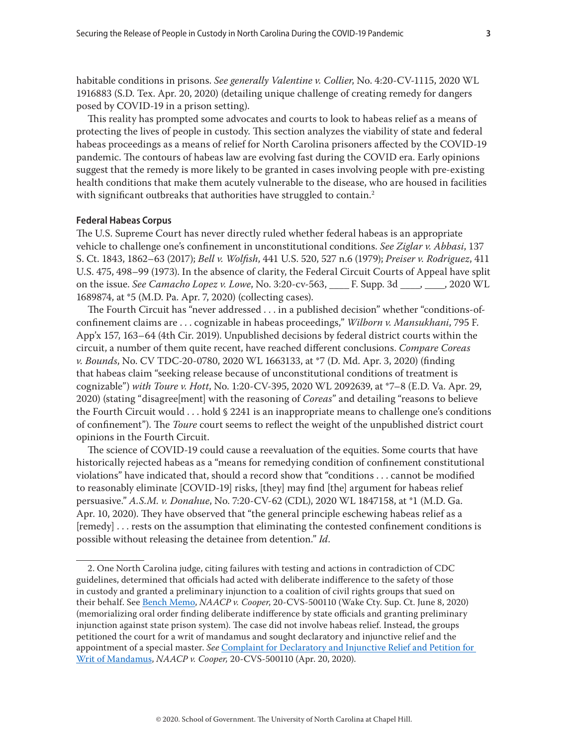habitable conditions in prisons. *See generally Valentine v. Collier*, No. 4:20-CV-1115, 2020 WL 1916883 (S.D. Tex. Apr. 20, 2020) (detailing unique challenge of creating remedy for dangers posed by COVID-19 in a prison setting).

This reality has prompted some advocates and courts to look to habeas relief as a means of protecting the lives of people in custody. This section analyzes the viability of state and federal habeas proceedings as a means of relief for North Carolina prisoners affected by the COVID-19 pandemic. The contours of habeas law are evolving fast during the COVID era. Early opinions suggest that the remedy is more likely to be granted in cases involving people with pre-existing health conditions that make them acutely vulnerable to the disease, who are housed in facilities with significant outbreaks that authorities have struggled to contain.[2]

### Federal Habeas Corpus

The U.S. Supreme Court has never directly ruled whether federal habeas is an appropriate vehicle to challenge one's confinement in unconstitutional conditions. *See Ziglar v. Abbasi*, 137 S. Ct. 1843, 1862–63 (2017); *Bell v. Wolfish*, 441 U.S. 520, 527 n.6 (1979); *Preiser v. Rodriguez*, 411 U.S. 475, 498–99 (1973). In the absence of clarity, the Federal Circuit Courts of Appeal have split on the issue. *See Camacho Lopez v. Lowe*, No. 3:20-cv-563, ____ F. Supp. 3d ____, ____, 2020 WL 1689874, at *5 (M.D. Pa. Apr. 7, 2020) (collecting cases).

The Fourth Circuit has "never addressed . . . in a published decision" whether "conditions-of-confinement claims are . . . cognizable in habeas proceedings," *Wilborn v. Mansukhani*, 795 F. App'x 157, 163–64 (4th Cir. 2019). Unpublished decisions by federal district courts within the circuit, a number of them quite recent, have reached different conclusions. *Compare Coreas v. Bounds*, No. CV TDC-20-0780, 2020 WL 1663133, at *7 (D. Md. Apr. 3, 2020) (finding that habeas claim "seeking release because of unconstitutional conditions of treatment is cognizable") *with Toure v. Hott*, No. 1:20-CV-395, 2020 WL 2092639, at *7–8 (E.D. Va. Apr. 29, 2020) (stating "disagree[ment] with the reasoning of *Coreas*" and detailing "reasons to believe the Fourth Circuit would . . . hold § 2241 is an inappropriate means to challenge one's conditions of confinement"). The *Toure* court seems to reflect the weight of the unpublished district court opinions in the Fourth Circuit.

The science of COVID-19 could cause a reevaluation of the equities. Some courts that have historically rejected habeas as a "means for remedying condition of confinement constitutional violations" have indicated that, should a record show that "conditions . . . cannot be modified to reasonably eliminate [COVID-19] risks, [they] may find [the] argument for habeas relief persuasive." *A.S.M. v. Donahue*, No. 7:20-CV-62 (CDL), 2020 WL 1847158, at *1 (M.D. Ga. Apr. 10, 2020). They have observed that "the general principle eschewing habeas relief as a [remedy] . . . rests on the assumption that eliminating the contested confinement conditions is possible without releasing the detainee from detention." *Id.*

---

2. One North Carolina judge, citing failures with testing and actions in contradiction of CDC guidelines, determined that officials had acted with deliberate indifference to the safety of those in custody and granted a preliminary injunction to a coalition of civil rights groups that sued on their behalf. See Bench Memo, *NAACP v. Cooper*, 20-CVS-500110 (Wake Cty. Sup. Ct. June 8, 2020) (memorializing oral order finding deliberate indifference by state officials and granting preliminary injunction against state prison system). The case did not involve habeas relief. Instead, the groups petitioned the court for a writ of mandamus and sought declaratory and injunctive relief and the appointment of a special master. *See* Complaint for Declaratory and Injunctive Relief and Petition for Writ of Mandamus, *NAACP v. Cooper*, 20-CVS-500110 (Apr. 20, 2020).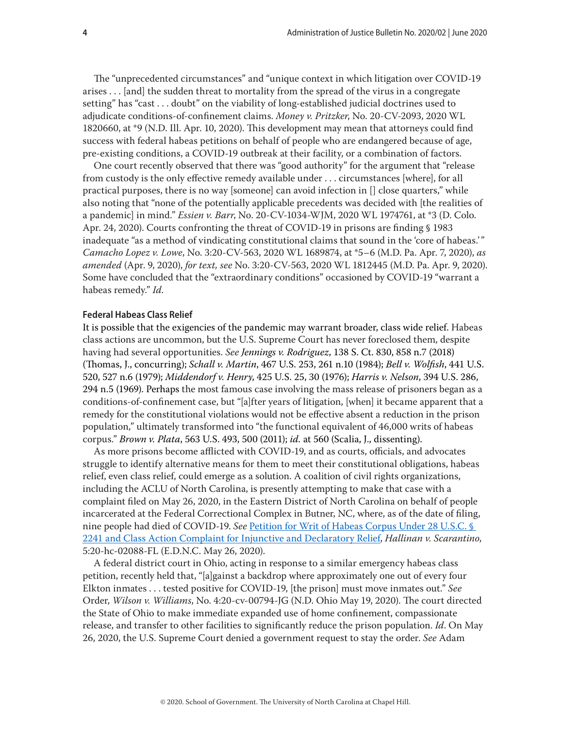The "unprecedented circumstances" and "unique context in which litigation over COVID-19 arises . . . [and] the sudden threat to mortality from the spread of the virus in a congregate setting" has "cast . . . doubt" on the viability of long-established judicial doctrines used to adjudicate conditions-of-confinement claims. *Money v. Pritzker*, No. 20-CV-2093, 2020 WL 1820660, at *9 (N.D. Ill. Apr. 10, 2020). This development may mean that attorneys could find success with federal habeas petitions on behalf of people who are endangered because of age, pre-existing conditions, a COVID-19 outbreak at their facility, or a combination of factors.

One court recently observed that there was "good authority" for the argument that "release from custody is the only effective remedy available under . . . circumstances [where], for all practical purposes, there is no way [someone] can avoid infection in [] close quarters," while also noting that "none of the potentially applicable precedents was decided with [the realities of a pandemic] in mind." *Essien v. Barr*, No. 20-CV-1034-WJM, 2020 WL 1974761, at *3 (D. Colo. Apr. 24, 2020). Courts confronting the threat of COVID-19 in prisons are finding § 1983 inadequate "as a method of vindicating constitutional claims that sound in the 'core of habeas.'" *Camacho Lopez v. Lowe*, No. 3:20-CV-563, 2020 WL 1689874, at *5–6 (M.D. Pa. Apr. 7, 2020), *as amended* (Apr. 9, 2020), *for text, see* No. 3:20-CV-563, 2020 WL 1812445 (M.D. Pa. Apr. 9, 2020). Some have concluded that the "extraordinary conditions" occasioned by COVID-19 "warrant a habeas remedy." *Id.*

#### Federal Habeas Class Relief

It is possible that the exigencies of the pandemic may warrant broader, class wide relief. Habeas class actions are uncommon, but the U.S. Supreme Court has never foreclosed them, despite having had several opportunities. *See Jennings v. Rodriguez*, 138 S. Ct. 830, 858 n.7 (2018) (Thomas, J., concurring); *Schall v. Martin*, 467 U.S. 253, 261 n.10 (1984); *Bell v. Wolfish*, 441 U.S. 520, 527 n.6 (1979); *Middendorf v. Henry*, 425 U.S. 25, 30 (1976); *Harris v. Nelson*, 394 U.S. 286, 294 n.5 (1969). Perhaps the most famous case involving the mass release of prisoners began as a conditions-of-confinement case, but "[a]fter years of litigation, [when] it became apparent that a remedy for the constitutional violations would not be effective absent a reduction in the prison population," ultimately transformed into "the functional equivalent of 46,000 writs of habeas corpus." *Brown v. Plata*, 563 U.S. 493, 500 (2011); *id.* at 560 (Scalia, J., dissenting).

As more prisons become afflicted with COVID-19, and as courts, officials, and advocates struggle to identify alternative means for them to meet their constitutional obligations, habeas relief, even class relief, could emerge as a solution. A coalition of civil rights organizations, including the ACLU of North Carolina, is presently attempting to make that case with a complaint filed on May 26, 2020, in the Eastern District of North Carolina on behalf of people incarcerated at the Federal Correctional Complex in Butner, NC, where, as of the date of filing, nine people had died of COVID-19. *See* Petition for Writ of Habeas Corpus Under 28 U.S.C. § 2241 and Class Action Complaint for Injunctive and Declaratory Relief, *Hallinan v. Scarantino*, 5:20-hc-02088-FL (E.D.N.C. May 26, 2020).

A federal district court in Ohio, acting in response to a similar emergency habeas class petition, recently held that, "[a]gainst a backdrop where approximately one out of every four Elkton inmates . . . tested positive for COVID-19, [the prison] must move inmates out." *See* Order, *Wilson v. Williams*, No. 4:20-cv-00794-JG (N.D. Ohio May 19, 2020). The court directed the State of Ohio to make immediate expanded use of home confinement, compassionate release, and transfer to other facilities to significantly reduce the prison population. *Id.* On May 26, 2020, the U.S. Supreme Court denied a government request to stay the order. *See* Adam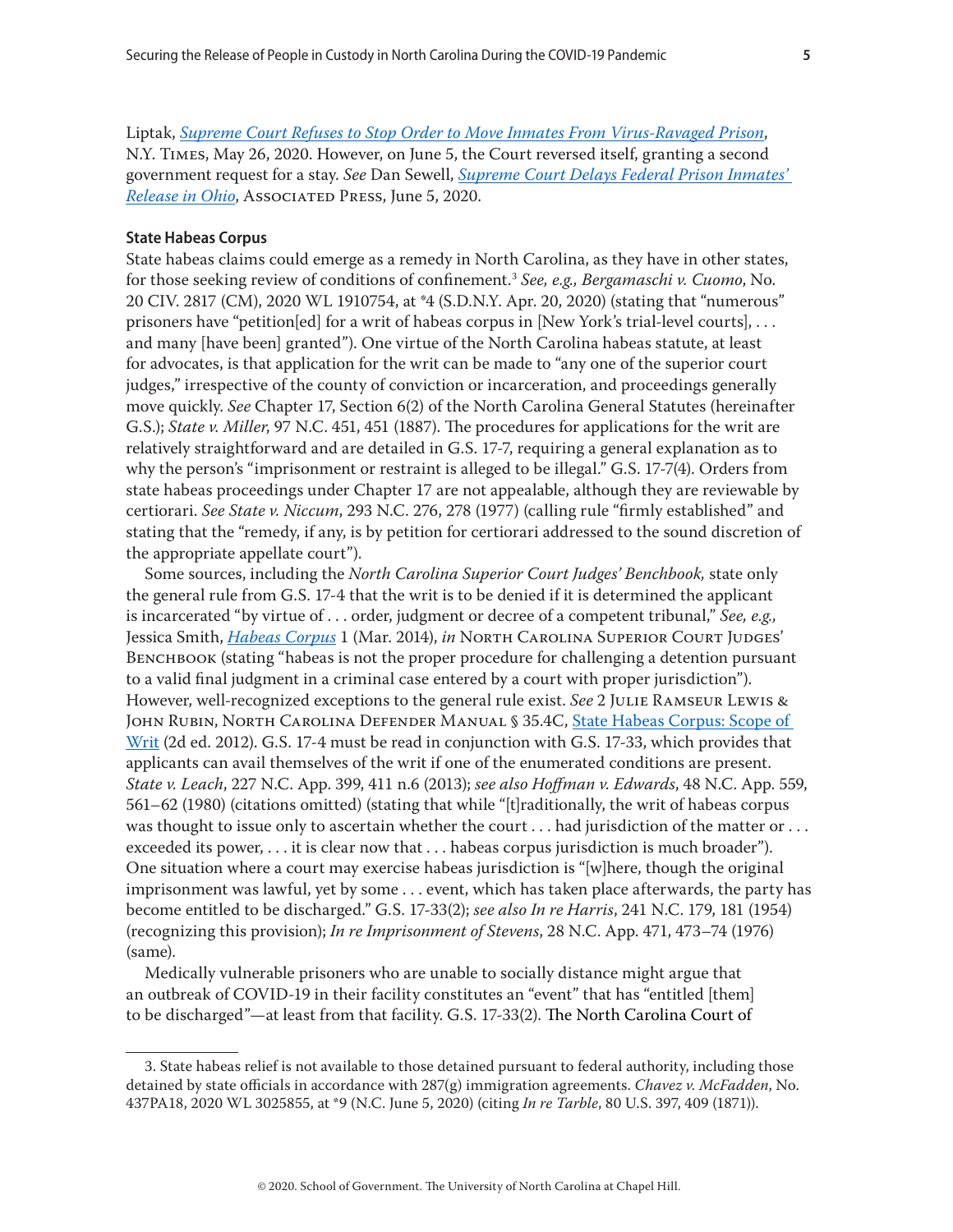Liptak, *Supreme Court Refuses to Stop Order to Move Inmates From Virus-Ravaged Prison*, N.Y. Times, May 26, 2020. However, on June 5, the Court reversed itself, granting a second government request for a stay. *See* Dan Sewell, *Supreme Court Delays Federal Prison Inmates' Release in Ohio*, Associated Press, June 5, 2020.

### State Habeas Corpus

State habeas claims could emerge as a remedy in North Carolina, as they have in other states, for those seeking review of conditions of confinement.[3] *See, e.g., Bergamaschi v. Cuomo*, No. 20 CIV. 2817 (CM), 2020 WL 1910754, at *4 (S.D.N.Y. Apr. 20, 2020) (stating that "numerous" prisoners have "petition[ed] for a writ of habeas corpus in [New York's trial-level courts], . . . and many [have been] granted"). One virtue of the North Carolina habeas statute, at least for advocates, is that application for the writ can be made to "any one of the superior court judges," irrespective of the county of conviction or incarceration, and proceedings generally move quickly. *See* Chapter 17, Section 6(2) of the North Carolina General Statutes (hereinafter G.S.); *State v. Miller*, 97 N.C. 451, 451 (1887). The procedures for applications for the writ are relatively straightforward and are detailed in G.S. 17-7, requiring a general explanation as to why the person's "imprisonment or restraint is alleged to be illegal." G.S. 17-7(4). Orders from state habeas proceedings under Chapter 17 are not appealable, although they are reviewable by certiorari. *See State v. Niccum*, 293 N.C. 276, 278 (1977) (calling rule "firmly established" and stating that the "remedy, if any, is by petition for certiorari addressed to the sound discretion of the appropriate appellate court").

Some sources, including the *North Carolina Superior Court Judges' Benchbook,* state only the general rule from G.S. 17-4 that the writ is to be denied if it is determined the applicant is incarcerated "by virtue of . . . order, judgment or decree of a competent tribunal," *See, e.g.,* Jessica Smith, *Habeas Corpus* 1 (Mar. 2014), *in* North Carolina Superior Court Judges' Benchbook (stating "habeas is not the proper procedure for challenging a detention pursuant to a valid final judgment in a criminal case entered by a court with proper jurisdiction"). However, well-recognized exceptions to the general rule exist. *See* 2 Julie Ramseur Lewis & John Rubin, North Carolina Defender Manual § 35.4C, State Habeas Corpus: Scope of Writ (2d ed. 2012). G.S. 17-4 must be read in conjunction with G.S. 17-33, which provides that applicants can avail themselves of the writ if one of the enumerated conditions are present. *State v. Leach*, 227 N.C. App. 399, 411 n.6 (2013); *see also Hoffman v. Edwards*, 48 N.C. App. 559, 561–62 (1980) (citations omitted) (stating that while "[t]raditionally, the writ of habeas corpus was thought to issue only to ascertain whether the court . . . had jurisdiction of the matter or . . . exceeded its power, . . . it is clear now that . . . habeas corpus jurisdiction is much broader"). One situation where a court may exercise habeas jurisdiction is "[w]here, though the original imprisonment was lawful, yet by some . . . event, which has taken place afterwards, the party has become entitled to be discharged." G.S. 17-33(2); *see also In re Harris*, 241 N.C. 179, 181 (1954) (recognizing this provision); *In re Imprisonment of Stevens*, 28 N.C. App. 471, 473–74 (1976) (same).

Medically vulnerable prisoners who are unable to socially distance might argue that an outbreak of COVID-19 in their facility constitutes an "event" that has "entitled [them] to be discharged"—at least from that facility. G.S. 17-33(2). The North Carolina Court of

---

3. State habeas relief is not available to those detained pursuant to federal authority, including those detained by state officials in accordance with 287(g) immigration agreements. *Chavez v. McFadden*, No. 437PA18, 2020 WL 3025855, at *9 (N.C. June 5, 2020) (citing *In re Tarble*, 80 U.S. 397, 409 (1871)).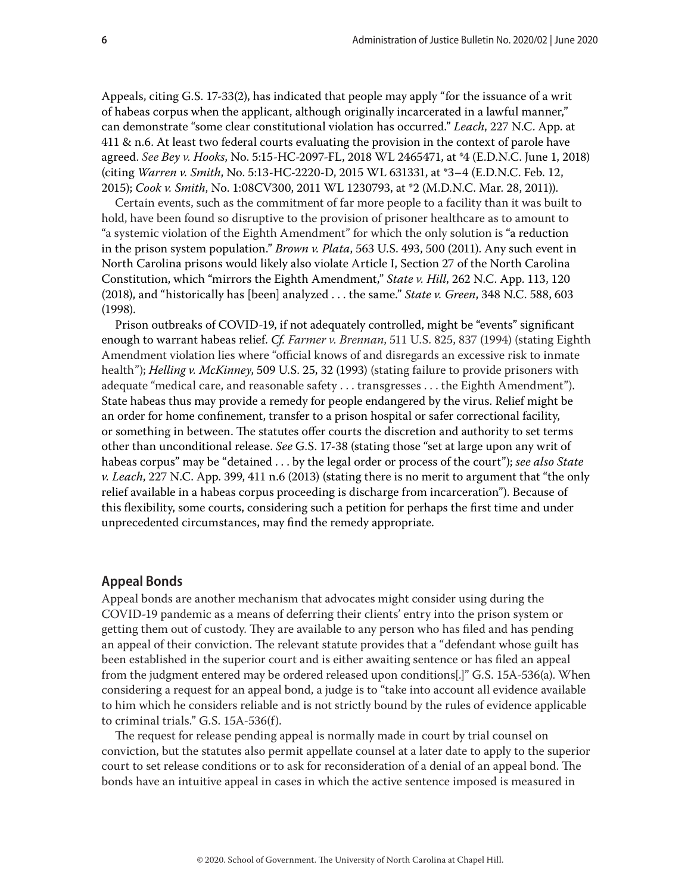Appeals, citing G.S. 17-33(2), has indicated that people may apply "for the issuance of a writ of habeas corpus when the applicant, although originally incarcerated in a lawful manner," can demonstrate "some clear constitutional violation has occurred." *Leach*, 227 N.C. App. at 411 & n.6. At least two federal courts evaluating the provision in the context of parole have agreed. *See Bey v. Hooks*, No. 5:15-HC-2097-FL, 2018 WL 2465471, at *4 (E.D.N.C. June 1, 2018) (citing *Warren v. Smith*, No. 5:13-HC-2220-D, 2015 WL 631331, at *3–4 (E.D.N.C. Feb. 12, 2015); *Cook v. Smith*, No. 1:08CV300, 2011 WL 1230793, at *2 (M.D.N.C. Mar. 28, 2011)).

Certain events, such as the commitment of far more people to a facility than it was built to hold, have been found so disruptive to the provision of prisoner healthcare as to amount to "a systemic violation of the Eighth Amendment" for which the only solution is "a reduction in the prison system population." *Brown v. Plata*, 563 U.S. 493, 500 (2011). Any such event in North Carolina prisons would likely also violate Article I, Section 27 of the North Carolina Constitution, which "mirrors the Eighth Amendment," *State v. Hill*, 262 N.C. App. 113, 120 (2018), and "historically has [been] analyzed . . . the same." *State v. Green*, 348 N.C. 588, 603 (1998).

Prison outbreaks of COVID-19, if not adequately controlled, might be "events" significant enough to warrant habeas relief. *Cf. Farmer v. Brennan*, 511 U.S. 825, 837 (1994) (stating Eighth Amendment violation lies where "official knows of and disregards an excessive risk to inmate health"); *Helling v. McKinney*, 509 U.S. 25, 32 (1993) (stating failure to provide prisoners with adequate "medical care, and reasonable safety . . . transgresses . . . the Eighth Amendment"). State habeas thus may provide a remedy for people endangered by the virus. Relief might be an order for home confinement, transfer to a prison hospital or safer correctional facility, or something in between. The statutes offer courts the discretion and authority to set terms other than unconditional release. *See* G.S. 17-38 (stating those "set at large upon any writ of habeas corpus" may be "detained . . . by the legal order or process of the court"); *see also State v. Leach*, 227 N.C. App. 399, 411 n.6 (2013) (stating there is no merit to argument that "the only relief available in a habeas corpus proceeding is discharge from incarceration"). Because of this flexibility, some courts, considering such a petition for perhaps the first time and under unprecedented circumstances, may find the remedy appropriate.

## Appeal Bonds

Appeal bonds are another mechanism that advocates might consider using during the COVID-19 pandemic as a means of deferring their clients' entry into the prison system or getting them out of custody. They are available to any person who has filed and has pending an appeal of their conviction. The relevant statute provides that a "defendant whose guilt has been established in the superior court and is either awaiting sentence or has filed an appeal from the judgment entered may be ordered released upon conditions[.]" G.S. 15A-536(a). When considering a request for an appeal bond, a judge is to "take into account all evidence available to him which he considers reliable and is not strictly bound by the rules of evidence applicable to criminal trials." G.S. 15A-536(f).

The request for release pending appeal is normally made in court by trial counsel on conviction, but the statutes also permit appellate counsel at a later date to apply to the superior court to set release conditions or to ask for reconsideration of a denial of an appeal bond. The bonds have an intuitive appeal in cases in which the active sentence imposed is measured in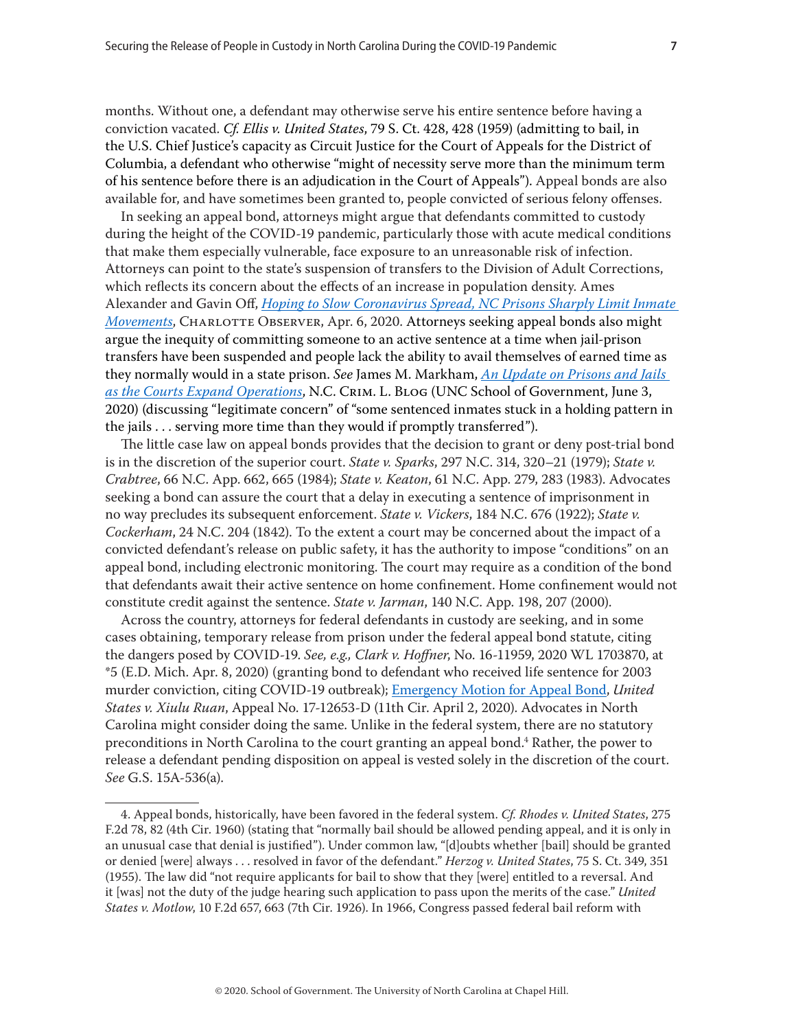months. Without one, a defendant may otherwise serve his entire sentence before having a conviction vacated. *Cf. Ellis v. United States*, 79 S. Ct. 428, 428 (1959) (admitting to bail, in the U.S. Chief Justice's capacity as Circuit Justice for the Court of Appeals for the District of Columbia, a defendant who otherwise "might of necessity serve more than the minimum term of his sentence before there is an adjudication in the Court of Appeals"). Appeal bonds are also available for, and have sometimes been granted to, people convicted of serious felony offenses.

In seeking an appeal bond, attorneys might argue that defendants committed to custody during the height of the COVID-19 pandemic, particularly those with acute medical conditions that make them especially vulnerable, face exposure to an unreasonable risk of infection. Attorneys can point to the state's suspension of transfers to the Division of Adult Corrections, which reflects its concern about the effects of an increase in population density. Ames Alexander and Gavin Off, *Hoping to Slow Coronavirus Spread, NC Prisons Sharply Limit Inmate Movements*, Charlotte Observer, Apr. 6, 2020. Attorneys seeking appeal bonds also might argue the inequity of committing someone to an active sentence at a time when jail-prison transfers have been suspended and people lack the ability to avail themselves of earned time as they normally would in a state prison. *See* James M. Markham, *An Update on Prisons and Jails as the Courts Expand Operations*, N.C. Crim. L. Blog (UNC School of Government, June 3, 2020) (discussing "legitimate concern" of "some sentenced inmates stuck in a holding pattern in the jails . . . serving more time than they would if promptly transferred").

The little case law on appeal bonds provides that the decision to grant or deny post-trial bond is in the discretion of the superior court. *State v. Sparks*, 297 N.C. 314, 320–21 (1979); *State v. Crabtree*, 66 N.C. App. 662, 665 (1984); *State v. Keaton*, 61 N.C. App. 279, 283 (1983). Advocates seeking a bond can assure the court that a delay in executing a sentence of imprisonment in no way precludes its subsequent enforcement. *State v. Vickers*, 184 N.C. 676 (1922); *State v. Cockerham*, 24 N.C. 204 (1842). To the extent a court may be concerned about the impact of a convicted defendant's release on public safety, it has the authority to impose "conditions" on an appeal bond, including electronic monitoring. The court may require as a condition of the bond that defendants await their active sentence on home confinement. Home confinement would not constitute credit against the sentence. *State v. Jarman*, 140 N.C. App. 198, 207 (2000).

Across the country, attorneys for federal defendants in custody are seeking, and in some cases obtaining, temporary release from prison under the federal appeal bond statute, citing the dangers posed by COVID-19. *See, e.g., Clark v. Hoffner*, No. 16-11959, 2020 WL 1703870, at *5 (E.D. Mich. Apr. 8, 2020) (granting bond to defendant who received life sentence for 2003 murder conviction, citing COVID-19 outbreak); Emergency Motion for Appeal Bond, *United States v. Xiulu Ruan*, Appeal No. 17-12653-D (11th Cir. April 2, 2020). Advocates in North Carolina might consider doing the same. Unlike in the federal system, there are no statutory preconditions in North Carolina to the court granting an appeal bond.[4] Rather, the power to release a defendant pending disposition on appeal is vested solely in the discretion of the court. *See* G.S. 15A-536(a).

---

4. Appeal bonds, historically, have been favored in the federal system. *Cf. Rhodes v. United States*, 275 F.2d 78, 82 (4th Cir. 1960) (stating that "normally bail should be allowed pending appeal, and it is only in an unusual case that denial is justified"). Under common law, "[d]oubts whether [bail] should be granted or denied [were] always . . . resolved in favor of the defendant." *Herzog v. United States*, 75 S. Ct. 349, 351 (1955). The law did "not require applicants for bail to show that they [were] entitled to a reversal. And it [was] not the duty of the judge hearing such application to pass upon the merits of the case." *United States v. Motlow*, 10 F.2d 657, 663 (7th Cir. 1926). In 1966, Congress passed federal bail reform with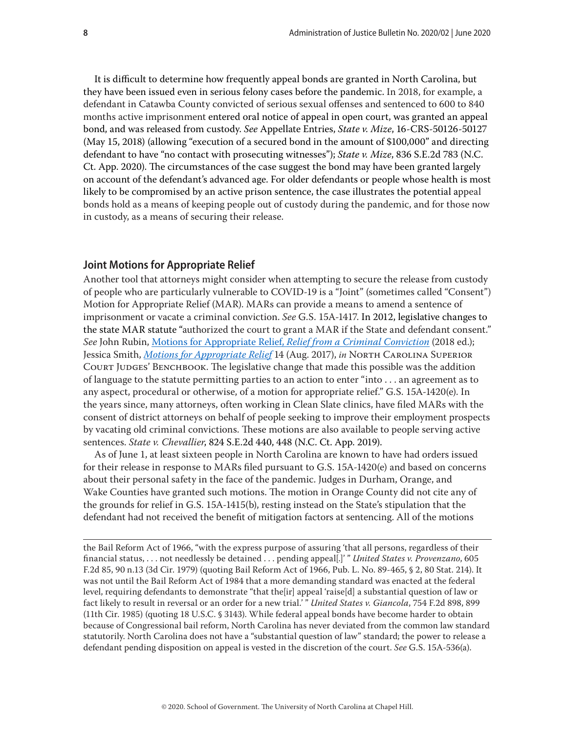It is difficult to determine how frequently appeal bonds are granted in North Carolina, but they have been issued even in serious felony cases before the pandemic. In 2018, for example, a defendant in Catawba County convicted of serious sexual offenses and sentenced to 600 to 840 months active imprisonment entered oral notice of appeal in open court, was granted an appeal bond, and was released from custody. *See* Appellate Entries, *State v. Mize*, 16-CRS-50126-50127 (May 15, 2018) (allowing "execution of a secured bond in the amount of $100,000" and directing defendant to have "no contact with prosecuting witnesses"); *State v. Mize*, 836 S.E.2d 783 (N.C. Ct. App. 2020). The circumstances of the case suggest the bond may have been granted largely on account of the defendant's advanced age. For older defendants or people whose health is most likely to be compromised by an active prison sentence, the case illustrates the potential appeal bonds hold as a means of keeping people out of custody during the pandemic, and for those now in custody, as a means of securing their release.

## Joint Motions for Appropriate Relief

Another tool that attorneys might consider when attempting to secure the release from custody of people who are particularly vulnerable to COVID-19 is a "Joint" (sometimes called "Consent") Motion for Appropriate Relief (MAR). MARs can provide a means to amend a sentence of imprisonment or vacate a criminal conviction. *See* G.S. 15A-1417. In 2012, legislative changes to the state MAR statute "authorized the court to grant a MAR if the State and defendant consent." *See* John Rubin, Motions for Appropriate Relief, *Relief from a Criminal Conviction* (2018 ed.); Jessica Smith, *Motions for Appropriate Relief* 14 (Aug. 2017), *in* North Carolina Superior Court Judges' Benchbook. The legislative change that made this possible was the addition of language to the statute permitting parties to an action to enter "into . . . an agreement as to any aspect, procedural or otherwise, of a motion for appropriate relief." G.S. 15A-1420(e). In the years since, many attorneys, often working in Clean Slate clinics, have filed MARs with the consent of district attorneys on behalf of people seeking to improve their employment prospects by vacating old criminal convictions. These motions are also available to people serving active sentences. *State v. Chevallier*, 824 S.E.2d 440, 448 (N.C. Ct. App. 2019).

As of June 1, at least sixteen people in North Carolina are known to have had orders issued for their release in response to MARs filed pursuant to G.S. 15A-1420(e) and based on concerns about their personal safety in the face of the pandemic. Judges in Durham, Orange, and Wake Counties have granted such motions. The motion in Orange County did not cite any of the grounds for relief in G.S. 15A-1415(b), resting instead on the State's stipulation that the defendant had not received the benefit of mitigation factors at sentencing. All of the motions

---

the Bail Reform Act of 1966, "with the express purpose of assuring 'that all persons, regardless of their financial status, . . . not needlessly be detained . . . pending appeal[.]' " *United States v. Provenzano*, 605 F.2d 85, 90 n.13 (3d Cir. 1979) (quoting Bail Reform Act of 1966, Pub. L. No. 89-465, § 2, 80 Stat. 214). It was not until the Bail Reform Act of 1984 that a more demanding standard was enacted at the federal level, requiring defendants to demonstrate "that the[ir] appeal 'raise[d] a substantial question of law or fact likely to result in reversal or an order for a new trial.' " *United States v. Giancola*, 754 F.2d 898, 899 (11th Cir. 1985) (quoting 18 U.S.C. § 3143). While federal appeal bonds have become harder to obtain because of Congressional bail reform, North Carolina has never deviated from the common law standard statutorily. North Carolina does not have a "substantial question of law" standard; the power to release a defendant pending disposition on appeal is vested in the discretion of the court. *See* G.S. 15A-536(a).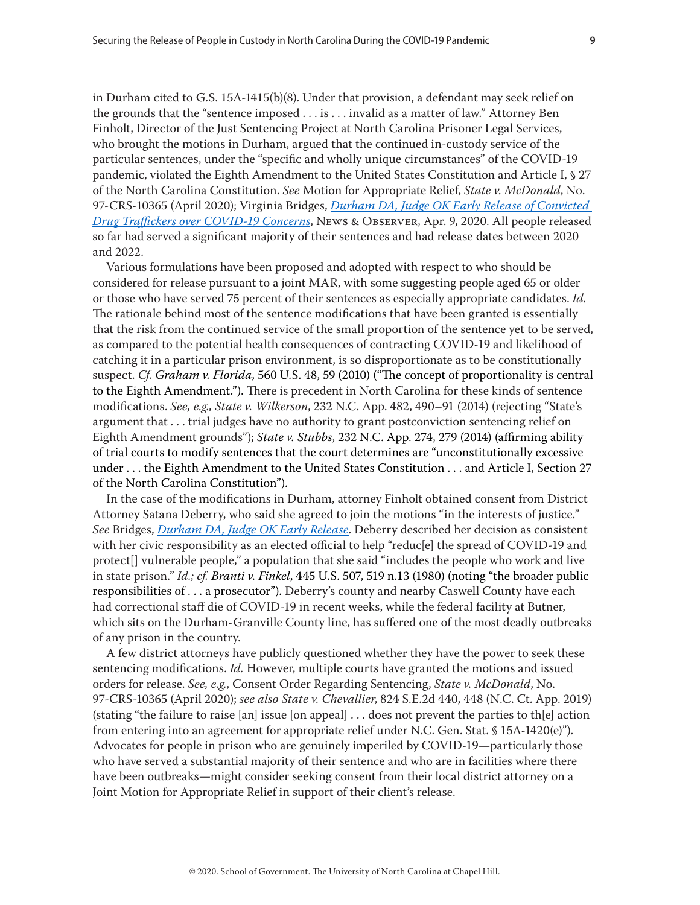in Durham cited to G.S. 15A-1415(b)(8). Under that provision, a defendant may seek relief on the grounds that the "sentence imposed . . . is . . . invalid as a matter of law." Attorney Ben Finholt, Director of the Just Sentencing Project at North Carolina Prisoner Legal Services, who brought the motions in Durham, argued that the continued in-custody service of the particular sentences, under the "specific and wholly unique circumstances" of the COVID-19 pandemic, violated the Eighth Amendment to the United States Constitution and Article I, § 27 of the North Carolina Constitution. *See* Motion for Appropriate Relief, *State v. McDonald*, No. 97-CRS-10365 (April 2020); Virginia Bridges, *Durham DA, Judge OK Early Release of Convicted Drug Traffickers over COVID-19 Concerns*, News & Observer, Apr. 9, 2020. All people released so far had served a significant majority of their sentences and had release dates between 2020 and 2022.

Various formulations have been proposed and adopted with respect to who should be considered for release pursuant to a joint MAR, with some suggesting people aged 65 or older or those who have served 75 percent of their sentences as especially appropriate candidates. *Id.* The rationale behind most of the sentence modifications that have been granted is essentially that the risk from the continued service of the small proportion of the sentence yet to be served, as compared to the potential health consequences of contracting COVID-19 and likelihood of catching it in a particular prison environment, is so disproportionate as to be constitutionally suspect. *Cf. Graham v. Florida*, 560 U.S. 48, 59 (2010) ("The concept of proportionality is central to the Eighth Amendment."). There is precedent in North Carolina for these kinds of sentence modifications. *See, e.g., State v. Wilkerson*, 232 N.C. App. 482, 490–91 (2014) (rejecting "State's argument that . . . trial judges have no authority to grant postconviction sentencing relief on Eighth Amendment grounds"); *State v. Stubbs*, 232 N.C. App. 274, 279 (2014) (affirming ability of trial courts to modify sentences that the court determines are "unconstitutionally excessive under . . . the Eighth Amendment to the United States Constitution . . . and Article I, Section 27 of the North Carolina Constitution").

In the case of the modifications in Durham, attorney Finholt obtained consent from District Attorney Satana Deberry, who said she agreed to join the motions "in the interests of justice." *See* Bridges, *Durham DA, Judge OK Early Release*. Deberry described her decision as consistent with her civic responsibility as an elected official to help "reduc[e] the spread of COVID-19 and protect[] vulnerable people," a population that she said "includes the people who work and live in state prison." *Id.; cf. Branti v. Finkel*, 445 U.S. 507, 519 n.13 (1980) (noting "the broader public responsibilities of . . . a prosecutor"). Deberry's county and nearby Caswell County have each had correctional staff die of COVID-19 in recent weeks, while the federal facility at Butner, which sits on the Durham-Granville County line, has suffered one of the most deadly outbreaks of any prison in the country.

A few district attorneys have publicly questioned whether they have the power to seek these sentencing modifications. *Id.* However, multiple courts have granted the motions and issued orders for release. *See, e.g.,* Consent Order Regarding Sentencing, *State v. McDonald*, No. 97-CRS-10365 (April 2020); *see also State v. Chevallier*, 824 S.E.2d 440, 448 (N.C. Ct. App. 2019) (stating "the failure to raise [an] issue [on appeal] . . . does not prevent the parties to th[e] action from entering into an agreement for appropriate relief under N.C. Gen. Stat. § 15A-1420(e)"). Advocates for people in prison who are genuinely imperiled by COVID-19—particularly those who have served a substantial majority of their sentence and who are in facilities where there have been outbreaks—might consider seeking consent from their local district attorney on a Joint Motion for Appropriate Relief in support of their client's release.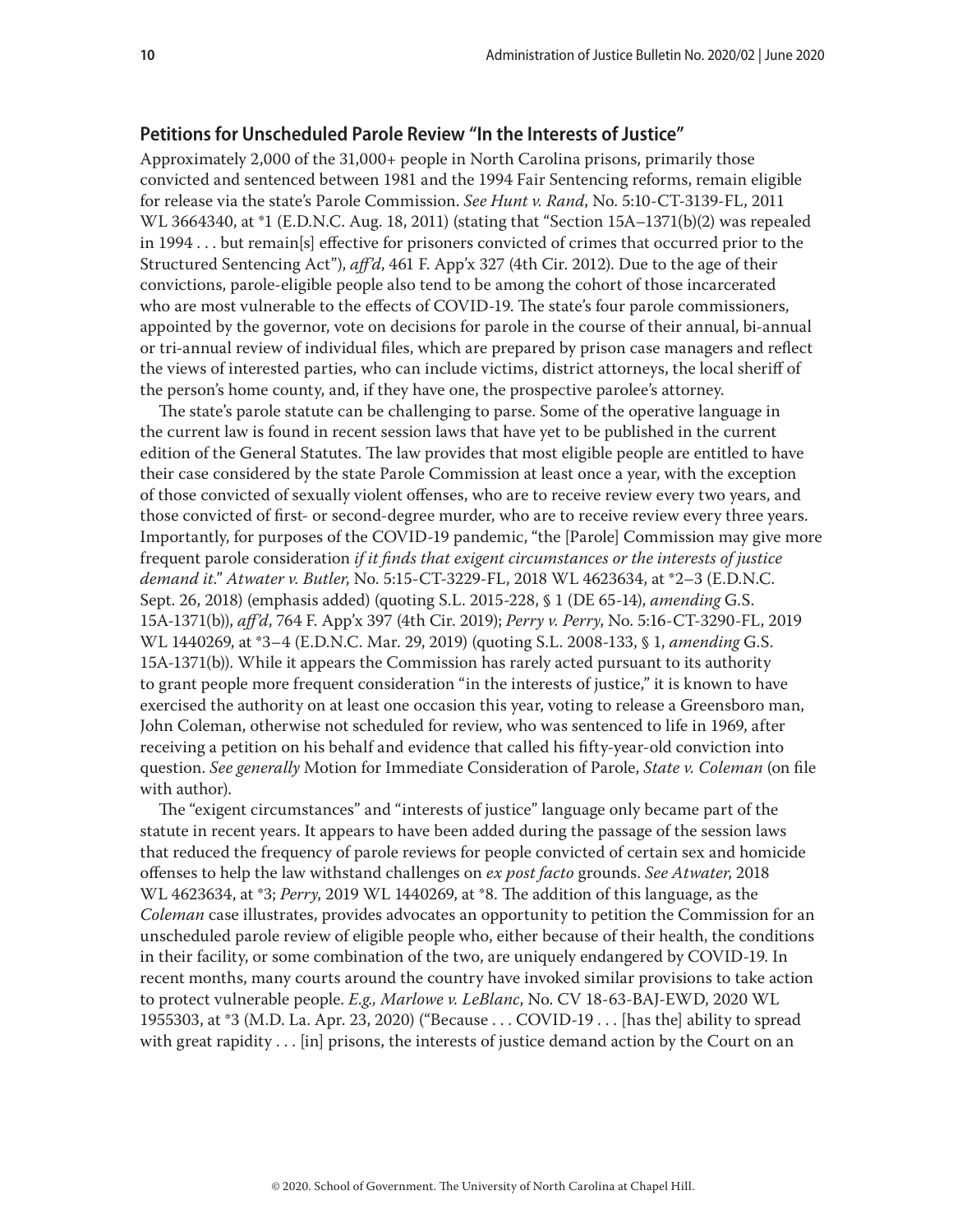## Petitions for Unscheduled Parole Review "In the Interests of Justice"

Approximately 2,000 of the 31,000+ people in North Carolina prisons, primarily those convicted and sentenced between 1981 and the 1994 Fair Sentencing reforms, remain eligible for release via the state's Parole Commission. *See Hunt v. Rand*, No. 5:10-CT-3139-FL, 2011 WL 3664340, at *1 (E.D.N.C. Aug. 18, 2011) (stating that "Section 15A–1371(b)(2) was repealed in 1994 . . . but remain[s] effective for prisoners convicted of crimes that occurred prior to the Structured Sentencing Act"), *aff'd*, 461 F. App'x 327 (4th Cir. 2012). Due to the age of their convictions, parole-eligible people also tend to be among the cohort of those incarcerated who are most vulnerable to the effects of COVID-19. The state's four parole commissioners, appointed by the governor, vote on decisions for parole in the course of their annual, bi-annual or tri-annual review of individual files, which are prepared by prison case managers and reflect the views of interested parties, who can include victims, district attorneys, the local sheriff of the person's home county, and, if they have one, the prospective parolee's attorney.

The state's parole statute can be challenging to parse. Some of the operative language in the current law is found in recent session laws that have yet to be published in the current edition of the General Statutes. The law provides that most eligible people are entitled to have their case considered by the state Parole Commission at least once a year, with the exception of those convicted of sexually violent offenses, who are to receive review every two years, and those convicted of first- or second-degree murder, who are to receive review every three years. Importantly, for purposes of the COVID-19 pandemic, "the [Parole] Commission may give more frequent parole consideration *if it finds that exigent circumstances or the interests of justice demand it*." *Atwater v. Butler*, No. 5:15-CT-3229-FL, 2018 WL 4623634, at *2–3 (E.D.N.C. Sept. 26, 2018) (emphasis added) (quoting S.L. 2015-228, § 1 (DE 65-14), *amending* G.S. 15A-1371(b)), *aff'd*, 764 F. App'x 397 (4th Cir. 2019); *Perry v. Perry*, No. 5:16-CT-3290-FL, 2019 WL 1440269, at *3–4 (E.D.N.C. Mar. 29, 2019) (quoting S.L. 2008-133, § 1, *amending* G.S. 15A-1371(b)). While it appears the Commission has rarely acted pursuant to its authority to grant people more frequent consideration "in the interests of justice," it is known to have exercised the authority on at least one occasion this year, voting to release a Greensboro man, John Coleman, otherwise not scheduled for review, who was sentenced to life in 1969, after receiving a petition on his behalf and evidence that called his fifty-year-old conviction into question. *See generally* Motion for Immediate Consideration of Parole, *State v. Coleman* (on file with author).

The "exigent circumstances" and "interests of justice" language only became part of the statute in recent years. It appears to have been added during the passage of the session laws that reduced the frequency of parole reviews for people convicted of certain sex and homicide offenses to help the law withstand challenges on *ex post facto* grounds. *See Atwater*, 2018 WL 4623634, at *3; *Perry*, 2019 WL 1440269, at *8. The addition of this language, as the *Coleman* case illustrates, provides advocates an opportunity to petition the Commission for an unscheduled parole review of eligible people who, either because of their health, the conditions in their facility, or some combination of the two, are uniquely endangered by COVID-19. In recent months, many courts around the country have invoked similar provisions to take action to protect vulnerable people. *E.g., Marlowe v. LeBlanc*, No. CV 18-63-BAJ-EWD, 2020 WL 1955303, at *3 (M.D. La. Apr. 23, 2020) ("Because . . . COVID-19 . . . [has the] ability to spread with great rapidity . . . [in] prisons, the interests of justice demand action by the Court on an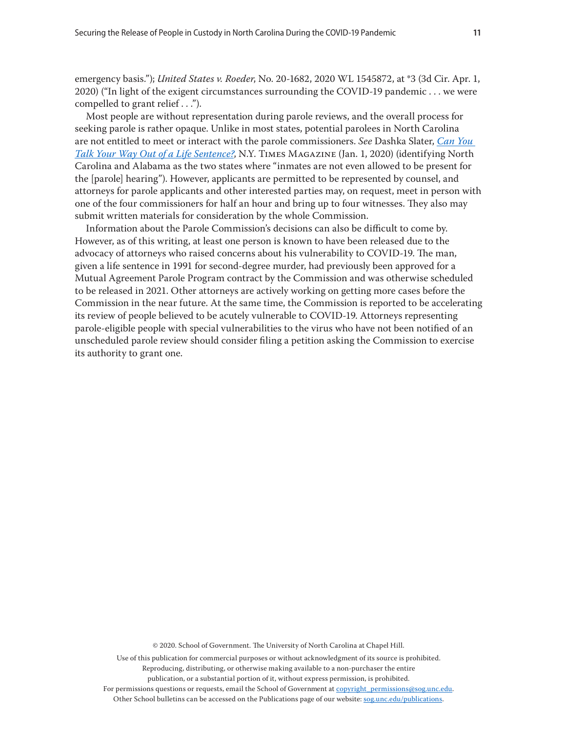emergency basis."); *United States v. Roeder*, No. 20-1682, 2020 WL 1545872, at *3 (3d Cir. Apr. 1, 2020) ("In light of the exigent circumstances surrounding the COVID-19 pandemic . . . we were compelled to grant relief . . .").

Most people are without representation during parole reviews, and the overall process for seeking parole is rather opaque. Unlike in most states, potential parolees in North Carolina are not entitled to meet or interact with the parole commissioners. *See* Dashka Slater, [*Can You Talk Your Way Out of a Life Sentence?*](), N.Y. Times Magazine (Jan. 1, 2020) (identifying North Carolina and Alabama as the two states where "inmates are not even allowed to be present for the [parole] hearing"). However, applicants are permitted to be represented by counsel, and attorneys for parole applicants and other interested parties may, on request, meet in person with one of the four commissioners for half an hour and bring up to four witnesses. They also may submit written materials for consideration by the whole Commission.

Information about the Parole Commission's decisions can also be difficult to come by. However, as of this writing, at least one person is known to have been released due to the advocacy of attorneys who raised concerns about his vulnerability to COVID-19. The man, given a life sentence in 1991 for second-degree murder, had previously been approved for a Mutual Agreement Parole Program contract by the Commission and was otherwise scheduled to be released in 2021. Other attorneys are actively working on getting more cases before the Commission in the near future. At the same time, the Commission is reported to be accelerating its review of people believed to be acutely vulnerable to COVID-19. Attorneys representing parole-eligible people with special vulnerabilities to the virus who have not been notified of an unscheduled parole review should consider filing a petition asking the Commission to exercise its authority to grant one.

© 2020. School of Government. The University of North Carolina at Chapel Hill.

Use of this publication for commercial purposes or without acknowledgment of its source is prohibited. Reproducing, distributing, or otherwise making available to a non-purchaser the entire publication, or a substantial portion of it, without express permission, is prohibited.
For permissions questions or requests, email the School of Government at copyright_permissions@sog.unc.edu.
Other School bulletins can be accessed on the Publications page of our website: sog.unc.edu/publications.